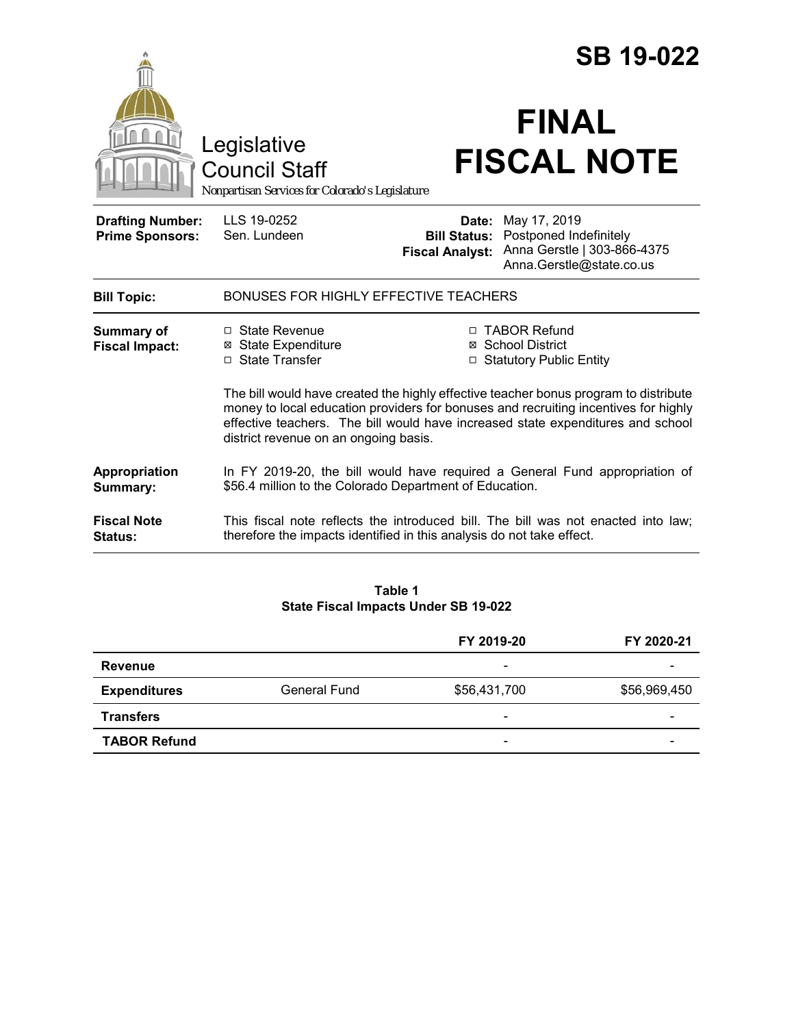# SB 19-022

Legislative Council Staff

*Nonpartisan Services for Colorado's Legislature*

# FINAL FISCAL NOTE

| | | | |
|---|---|---|---|
| **Drafting Number:** | LLS 19-0252 | **Date:** | May 17, 2019 |
| **Prime Sponsors:** | Sen. Lundeen | **Bill Status:** | Postponed Indefinitely |
| | | **Fiscal Analyst:** | Anna Gerstle \| 303-866-4375 Anna.Gerstle@state.co.us |

**Bill Topic:** BONUSES FOR HIGHLY EFFECTIVE TEACHERS

**Summary of Fiscal Impact:**

- ☐ State Revenue
- ☒ State Expenditure
- ☐ State Transfer
- ☐ TABOR Refund
- ☒ School District
- ☐ Statutory Public Entity

The bill would have created the highly effective teacher bonus program to distribute money to local education providers for bonuses and recruiting incentives for highly effective teachers. The bill would have increased state expenditures and school district revenue on an ongoing basis.

**Appropriation Summary:** In FY 2019-20, the bill would have required a General Fund appropriation of $56.4 million to the Colorado Department of Education.

**Fiscal Note Status:** This fiscal note reflects the introduced bill. The bill was not enacted into law; therefore the impacts identified in this analysis do not take effect.

**Table 1**
**State Fiscal Impacts Under SB 19-022**

| | | FY 2019-20 | FY 2020-21 |
|---|---|---|---|
| **Revenue** | | - | - |
| **Expenditures** | General Fund | $56,431,700 | $56,969,450 |
| **Transfers** | | - | - |
| **TABOR Refund** | | - | - |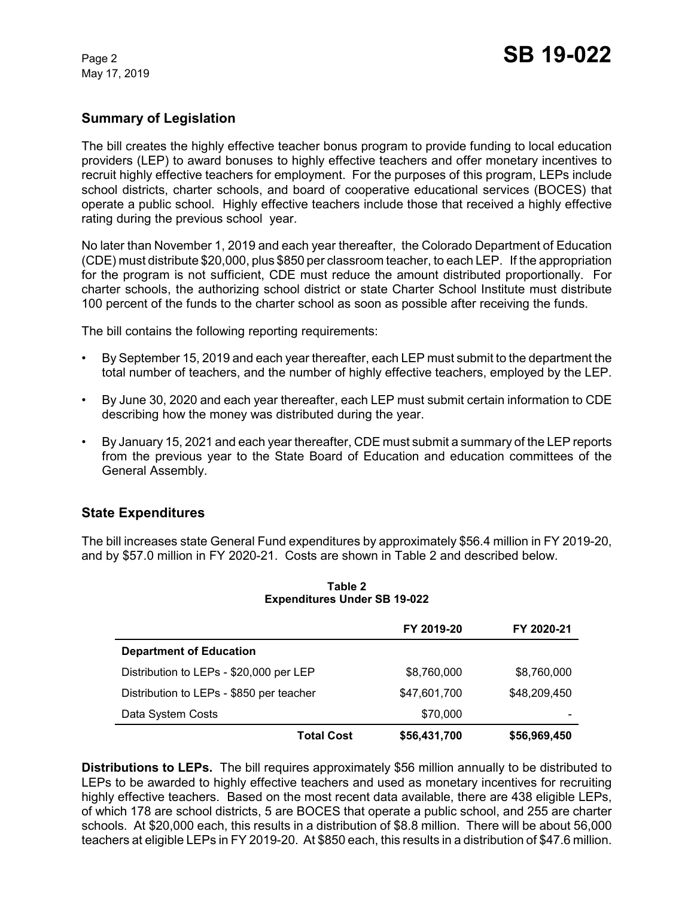## Summary of Legislation

The bill creates the highly effective teacher bonus program to provide funding to local education providers (LEP) to award bonuses to highly effective teachers and offer monetary incentives to recruit highly effective teachers for employment. For the purposes of this program, LEPs include school districts, charter schools, and board of cooperative educational services (BOCES) that operate a public school. Highly effective teachers include those that received a highly effective rating during the previous school year.

No later than November 1, 2019 and each year thereafter, the Colorado Department of Education (CDE) must distribute $20,000, plus $850 per classroom teacher, to each LEP. If the appropriation for the program is not sufficient, CDE must reduce the amount distributed proportionally. For charter schools, the authorizing school district or state Charter School Institute must distribute 100 percent of the funds to the charter school as soon as possible after receiving the funds.

The bill contains the following reporting requirements:

- By September 15, 2019 and each year thereafter, each LEP must submit to the department the total number of teachers, and the number of highly effective teachers, employed by the LEP.
- By June 30, 2020 and each year thereafter, each LEP must submit certain information to CDE describing how the money was distributed during the year.
- By January 15, 2021 and each year thereafter, CDE must submit a summary of the LEP reports from the previous year to the State Board of Education and education committees of the General Assembly.

## State Expenditures

The bill increases state General Fund expenditures by approximately $56.4 million in FY 2019-20, and by $57.0 million in FY 2020-21. Costs are shown in Table 2 and described below.

**Table 2**
**Expenditures Under SB 19-022**

| | FY 2019-20 | FY 2020-21 |
|---|---|---|
| **Department of Education** | | |
| Distribution to LEPs - $20,000 per LEP | $8,760,000 | $8,760,000 |
| Distribution to LEPs - $850 per teacher | $47,601,700 | $48,209,450 |
| Data System Costs | $70,000 | - |
| **Total Cost** | **$56,431,700** | **$56,969,450** |

**Distributions to LEPs.** The bill requires approximately $56 million annually to be distributed to LEPs to be awarded to highly effective teachers and used as monetary incentives for recruiting highly effective teachers. Based on the most recent data available, there are 438 eligible LEPs, of which 178 are school districts, 5 are BOCES that operate a public school, and 255 are charter schools. At $20,000 each, this results in a distribution of $8.8 million. There will be about 56,000 teachers at eligible LEPs in FY 2019-20. At $850 each, this results in a distribution of $47.6 million.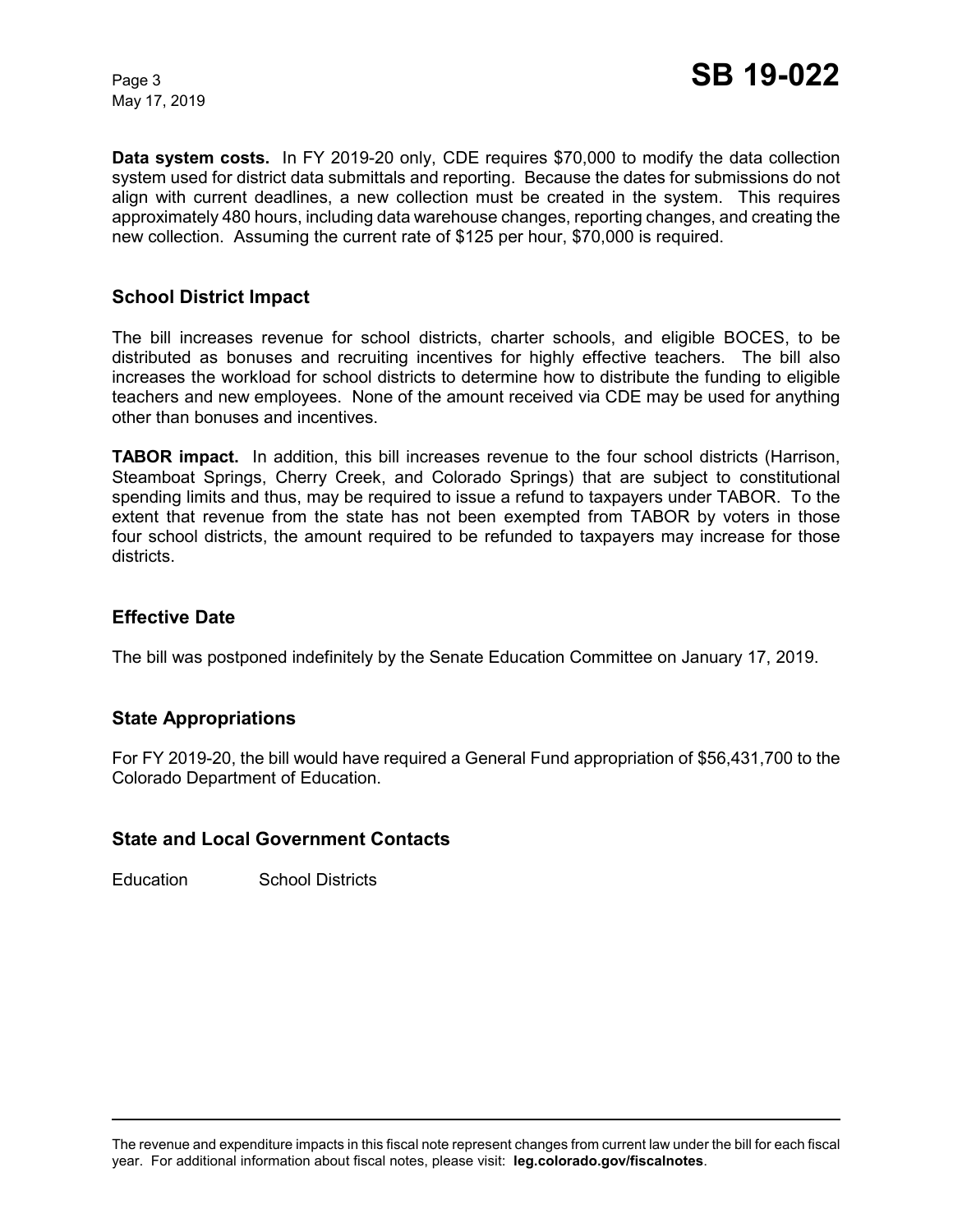**Data system costs.** In FY 2019-20 only, CDE requires $70,000 to modify the data collection system used for district data submittals and reporting. Because the dates for submissions do not align with current deadlines, a new collection must be created in the system. This requires approximately 480 hours, including data warehouse changes, reporting changes, and creating the new collection. Assuming the current rate of $125 per hour, $70,000 is required.

## School District Impact

The bill increases revenue for school districts, charter schools, and eligible BOCES, to be distributed as bonuses and recruiting incentives for highly effective teachers. The bill also increases the workload for school districts to determine how to distribute the funding to eligible teachers and new employees. None of the amount received via CDE may be used for anything other than bonuses and incentives.

**TABOR impact.** In addition, this bill increases revenue to the four school districts (Harrison, Steamboat Springs, Cherry Creek, and Colorado Springs) that are subject to constitutional spending limits and thus, may be required to issue a refund to taxpayers under TABOR. To the extent that revenue from the state has not been exempted from TABOR by voters in those four school districts, the amount required to be refunded to taxpayers may increase for those districts.

## Effective Date

The bill was postponed indefinitely by the Senate Education Committee on January 17, 2019.

## State Appropriations

For FY 2019-20, the bill would have required a General Fund appropriation of $56,431,700 to the Colorado Department of Education.

## State and Local Government Contacts

Education School Districts

The revenue and expenditure impacts in this fiscal note represent changes from current law under the bill for each fiscal year. For additional information about fiscal notes, please visit: **leg.colorado.gov/fiscalnotes**.